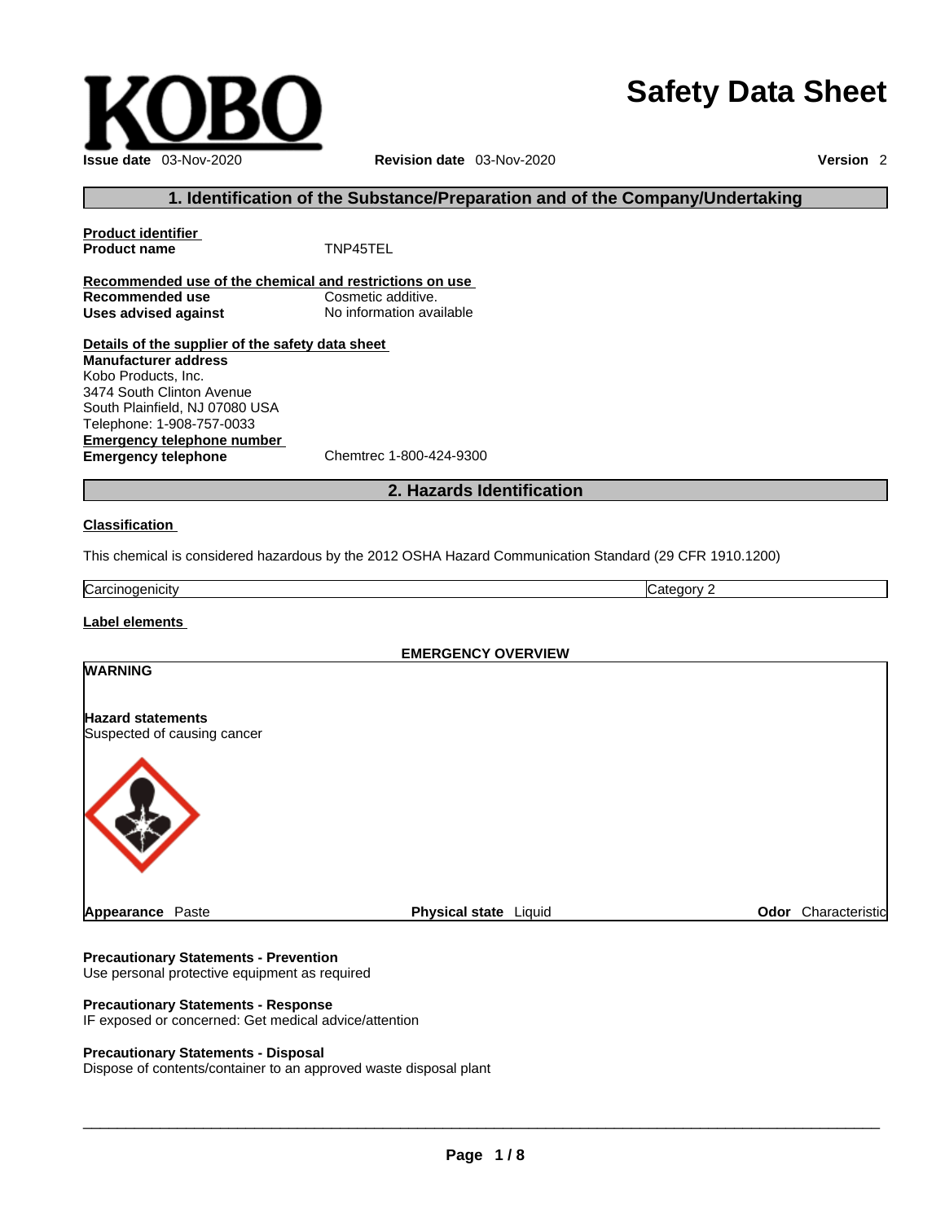# Safety Data Sheet

**Issue date** 03-Nov-2020 **Revision date** 03-Nov-2020 **Version** 2

## 1. Identification of the Substance/Preparation and of the Company/Undertaking

**Product identifier**

**Product name** TNP45TEL

**Recommended use of the chemical and restrictions on use**

**Recommended use** Cosmetic additive.

**Uses advised against** No information available

**Details of the supplier of the safety data sheet**

**Manufacturer address**
Kobo Products, Inc.
3474 South Clinton Avenue
South Plainfield, NJ 07080 USA
Telephone: 1-908-757-0033

**Emergency telephone number**

**Emergency telephone** Chemtrec 1-800-424-9300

## 2. Hazards Identification

**Classification**

This chemical is considered hazardous by the 2012 OSHA Hazard Communication Standard (29 CFR 1910.1200)

| Carcinogenicity | Category 2 |
|---|---|

**Label elements**

**EMERGENCY OVERVIEW**

**WARNING**

**Hazard statements**
Suspected of causing cancer

**Appearance** Paste **Physical state** Liquid **Odor** Characteristic

**Precautionary Statements - Prevention**
Use personal protective equipment as required

**Precautionary Statements - Response**
IF exposed or concerned: Get medical advice/attention

**Precautionary Statements - Disposal**
Dispose of contents/container to an approved waste disposal plant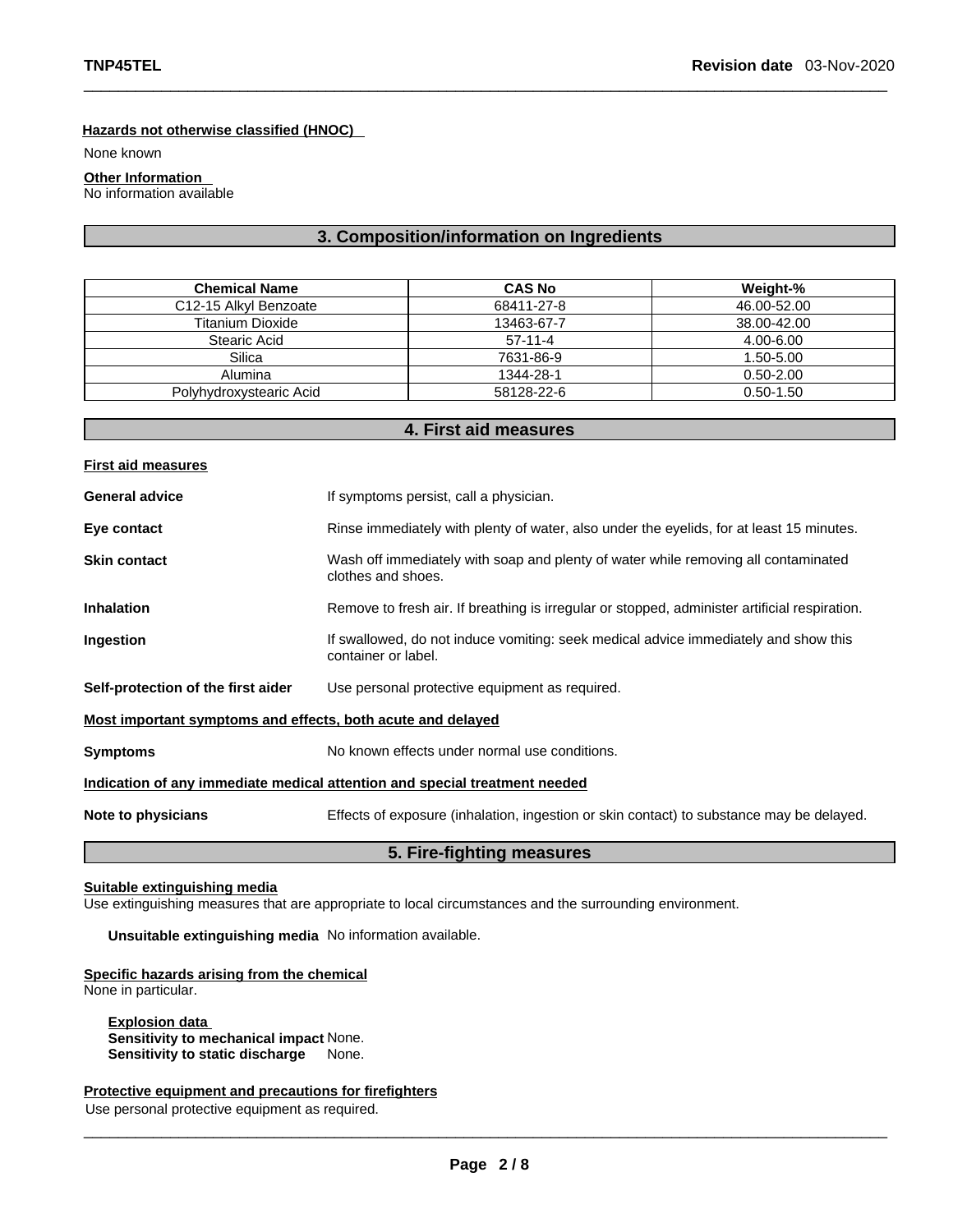**Hazards not otherwise classified (HNOC)**

None known

**Other Information**

No information available

## 3. Composition/information on Ingredients

| Chemical Name | CAS No | Weight-% |
|---|---|---|
| C12-15 Alkyl Benzoate | 68411-27-8 | 46.00-52.00 |
| Titanium Dioxide | 13463-67-7 | 38.00-42.00 |
| Stearic Acid | 57-11-4 | 4.00-6.00 |
| Silica | 7631-86-9 | 1.50-5.00 |
| Alumina | 1344-28-1 | 0.50-2.00 |
| Polyhydroxystearic Acid | 58128-22-6 | 0.50-1.50 |

## 4. First aid measures

**First aid measures**

**General advice** If symptoms persist, call a physician.

**Eye contact** Rinse immediately with plenty of water, also under the eyelids, for at least 15 minutes.

**Skin contact** Wash off immediately with soap and plenty of water while removing all contaminated clothes and shoes.

**Inhalation** Remove to fresh air. If breathing is irregular or stopped, administer artificial respiration.

**Ingestion** If swallowed, do not induce vomiting: seek medical advice immediately and show this container or label.

**Self-protection of the first aider** Use personal protective equipment as required.

**Most important symptoms and effects, both acute and delayed**

**Symptoms** No known effects under normal use conditions.

**Indication of any immediate medical attention and special treatment needed**

**Note to physicians** Effects of exposure (inhalation, ingestion or skin contact) to substance may be delayed.

## 5. Fire-fighting measures

**Suitable extinguishing media**

Use extinguishing measures that are appropriate to local circumstances and the surrounding environment.

**Unsuitable extinguishing media** No information available.

**Specific hazards arising from the chemical**

None in particular.

**Explosion data**

**Sensitivity to mechanical impact** None.

**Sensitivity to static discharge** None.

**Protective equipment and precautions for firefighters**

Use personal protective equipment as required.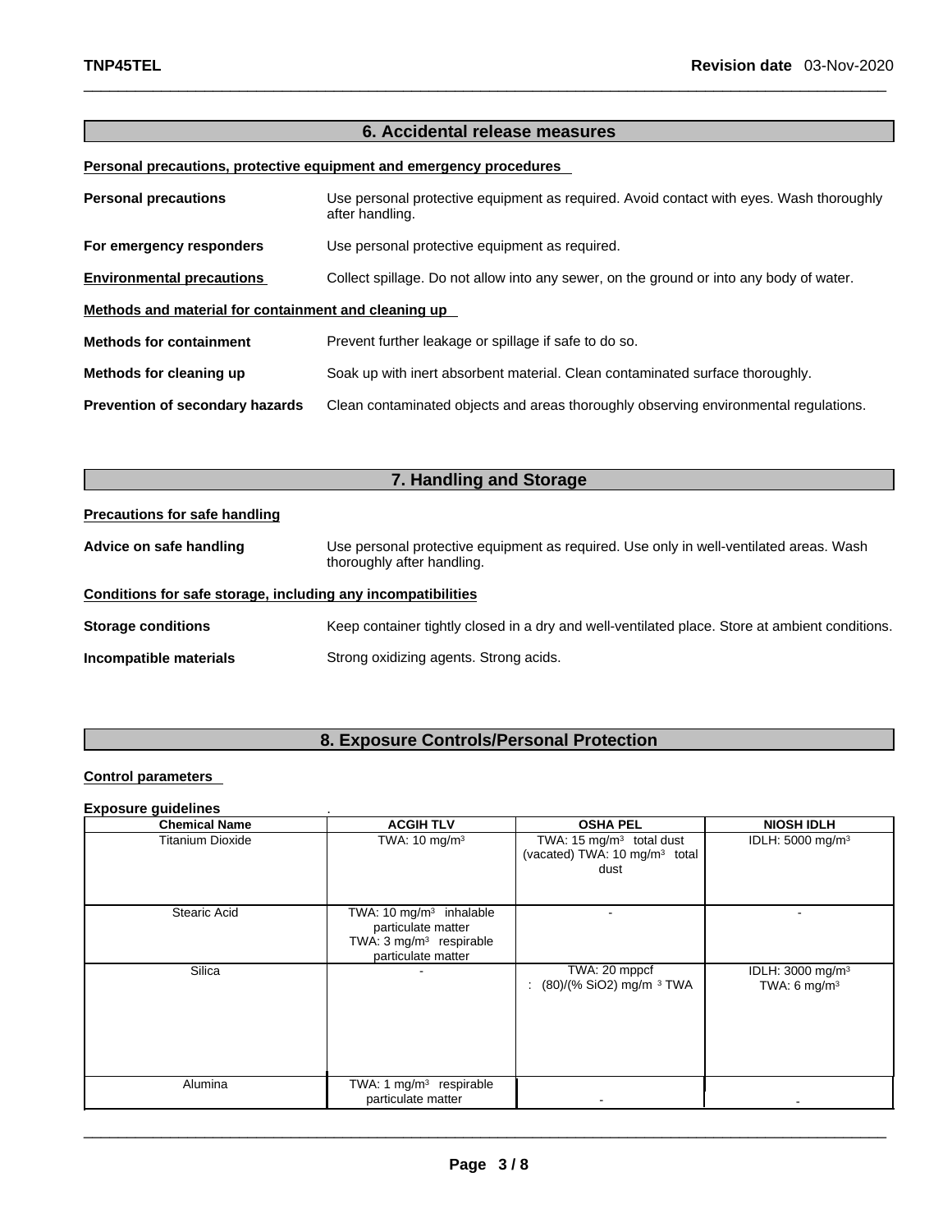## 6. Accidental release measures

**Personal precautions, protective equipment and emergency procedures**

**Personal precautions** Use personal protective equipment as required. Avoid contact with eyes. Wash thoroughly after handling.

**For emergency responders** Use personal protective equipment as required.

**Environmental precautions** Collect spillage. Do not allow into any sewer, on the ground or into any body of water.

**Methods and material for containment and cleaning up**

**Methods for containment** Prevent further leakage or spillage if safe to do so.

**Methods for cleaning up** Soak up with inert absorbent material. Clean contaminated surface thoroughly.

**Prevention of secondary hazards** Clean contaminated objects and areas thoroughly observing environmental regulations.

## 7. Handling and Storage

**Precautions for safe handling**

**Advice on safe handling** Use personal protective equipment as required. Use only in well-ventilated areas. Wash thoroughly after handling.

**Conditions for safe storage, including any incompatibilities**

**Storage conditions** Keep container tightly closed in a dry and well-ventilated place. Store at ambient conditions.

**Incompatible materials** Strong oxidizing agents. Strong acids.

## 8. Exposure Controls/Personal Protection

**Control parameters**

**Exposure guidelines** .

| Chemical Name | ACGIH TLV | OSHA PEL | NIOSH IDLH |
|---|---|---|---|
| Titanium Dioxide | TWA: 10 mg/m³ | TWA: 15 mg/m³ total dust (vacated) TWA: 10 mg/m³ total dust | IDLH: 5000 mg/m³ |
| Stearic Acid | TWA: 10 mg/m³ inhalable particulate matter TWA: 3 mg/m³ respirable particulate matter | - | - |
| Silica | - | TWA: 20 mppcf : (80)/(% SiO2) mg/m ³ TWA | IDLH: 3000 mg/m³ TWA: 6 mg/m³ |
| Alumina | TWA: 1 mg/m³ respirable particulate matter | - | - |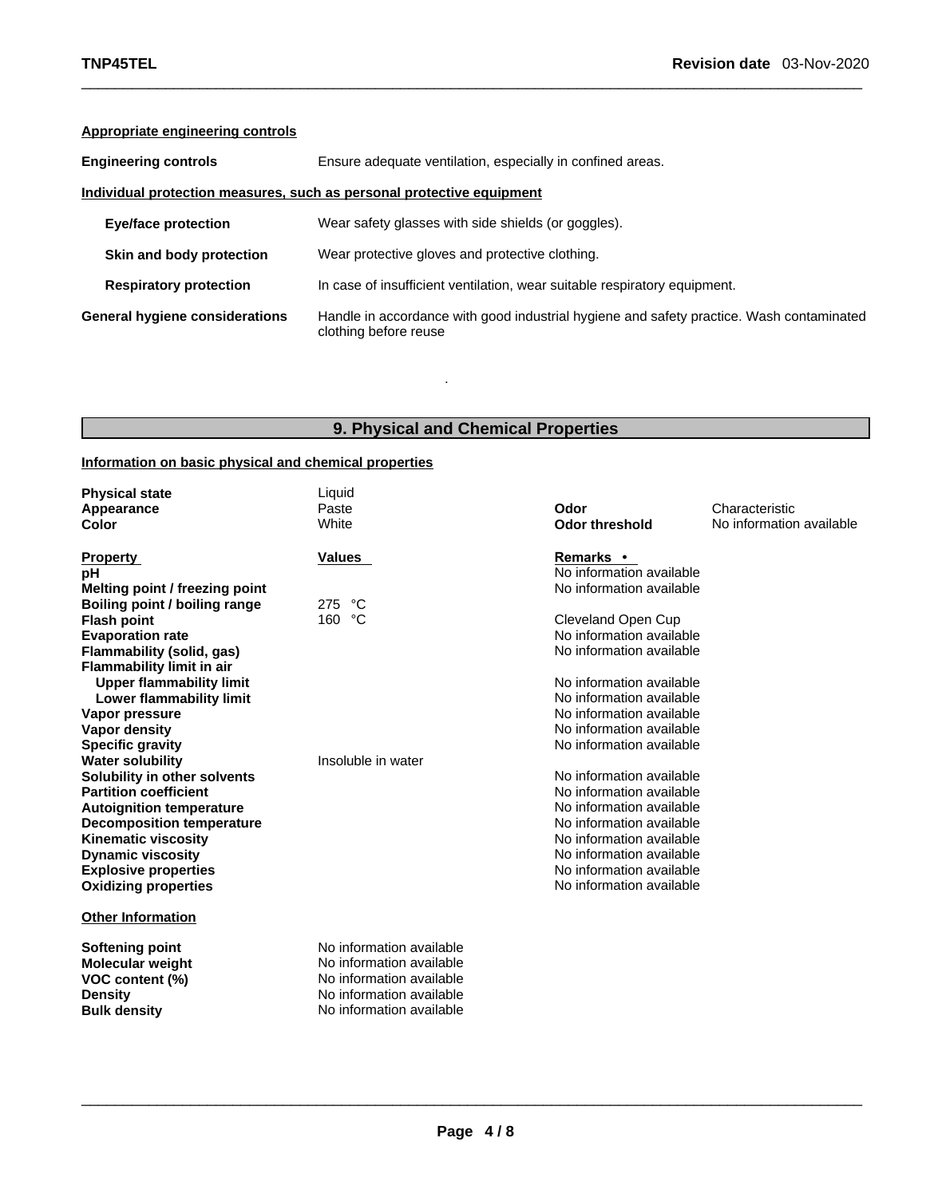**Appropriate engineering controls**

| | |
|---|---|
| **Engineering controls** | Ensure adequate ventilation, especially in confined areas. |

**Individual protection measures, such as personal protective equipment**

| | |
|---|---|
| **Eye/face protection** | Wear safety glasses with side shields (or goggles). |
| **Skin and body protection** | Wear protective gloves and protective clothing. |
| **Respiratory protection** | In case of insufficient ventilation, wear suitable respiratory equipment. |
| **General hygiene considerations** | Handle in accordance with good industrial hygiene and safety practice. Wash contaminated clothing before reuse |

.

## 9. Physical and Chemical Properties

**Information on basic physical and chemical properties**

| | | | |
|---|---|---|---|
| **Physical state** | Liquid | | |
| **Appearance** | Paste | **Odor** | Characteristic |
| **Color** | White | **Odor threshold** | No information available |

| **Property** | **Values** | **Remarks •** |
|---|---|---|
| **pH** | | No information available |
| **Melting point / freezing point** | | No information available |
| **Boiling point / boiling range** | 275 °C | |
| **Flash point** | 160 °C | Cleveland Open Cup |
| **Evaporation rate** | | No information available |
| **Flammability (solid, gas)** | | No information available |
| **Flammability limit in air** | | |
| **Upper flammability limit** | | No information available |
| **Lower flammability limit** | | No information available |
| **Vapor pressure** | | No information available |
| **Vapor density** | | No information available |
| **Specific gravity** | | No information available |
| **Water solubility** | Insoluble in water | |
| **Solubility in other solvents** | | No information available |
| **Partition coefficient** | | No information available |
| **Autoignition temperature** | | No information available |
| **Decomposition temperature** | | No information available |
| **Kinematic viscosity** | | No information available |
| **Dynamic viscosity** | | No information available |
| **Explosive properties** | | No information available |
| **Oxidizing properties** | | No information available |

**Other Information**

| | |
|---|---|
| **Softening point** | No information available |
| **Molecular weight** | No information available |
| **VOC content (%)** | No information available |
| **Density** | No information available |
| **Bulk density** | No information available |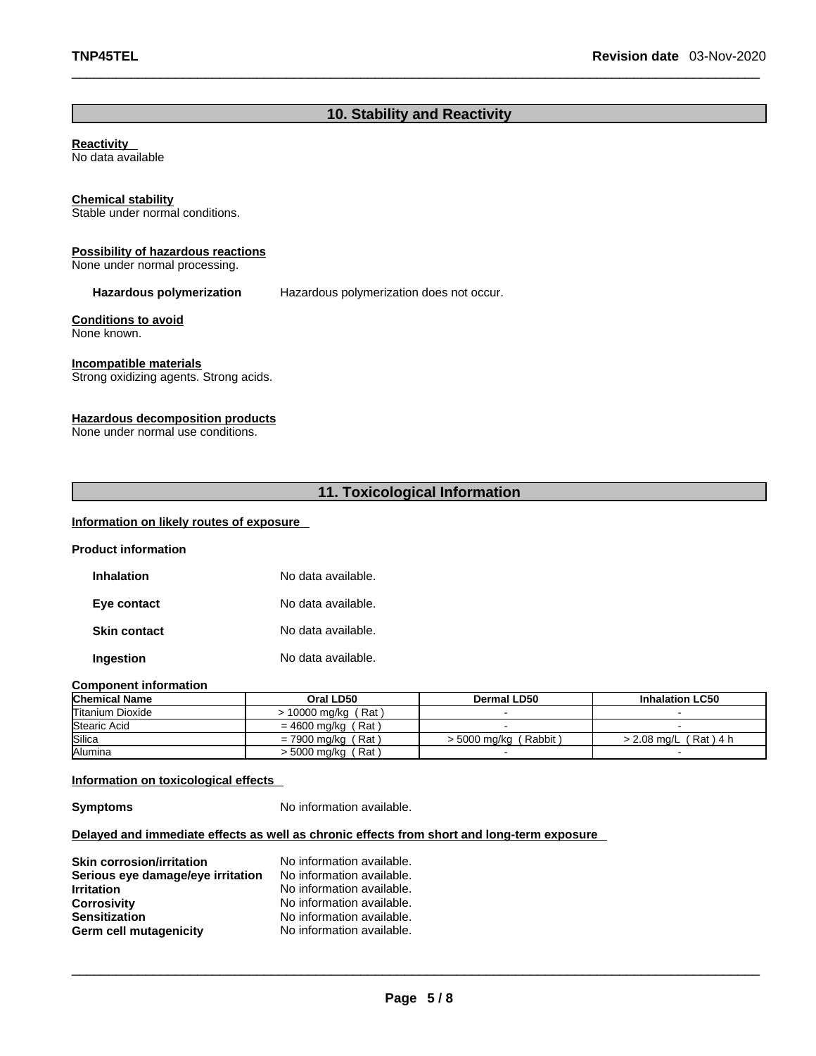## 10. Stability and Reactivity

**Reactivity**
No data available

**Chemical stability**
Stable under normal conditions.

**Possibility of hazardous reactions**
None under normal processing.

**Hazardous polymerization** Hazardous polymerization does not occur.

**Conditions to avoid**
None known.

**Incompatible materials**
Strong oxidizing agents. Strong acids.

**Hazardous decomposition products**
None under normal use conditions.

## 11. Toxicological Information

**Information on likely routes of exposure**

**Product information**

**Inhalation** No data available.

**Eye contact** No data available.

**Skin contact** No data available.

**Ingestion** No data available.

**Component information**

| Chemical Name | Oral LD50 | Dermal LD50 | Inhalation LC50 |
|---|---|---|---|
| Titanium Dioxide | > 10000 mg/kg ( Rat ) | - | - |
| Stearic Acid | = 4600 mg/kg ( Rat ) | - | - |
| Silica | = 7900 mg/kg ( Rat ) | > 5000 mg/kg ( Rabbit ) | > 2.08 mg/L ( Rat ) 4 h |
| Alumina | > 5000 mg/kg ( Rat ) | - | - |

**Information on toxicological effects**

**Symptoms** No information available.

**Delayed and immediate effects as well as chronic effects from short and long-term exposure**

**Skin corrosion/irritation** No information available.
**Serious eye damage/eye irritation** No information available.
**Irritation** No information available.
**Corrosivity** No information available.
**Sensitization** No information available.
**Germ cell mutagenicity** No information available.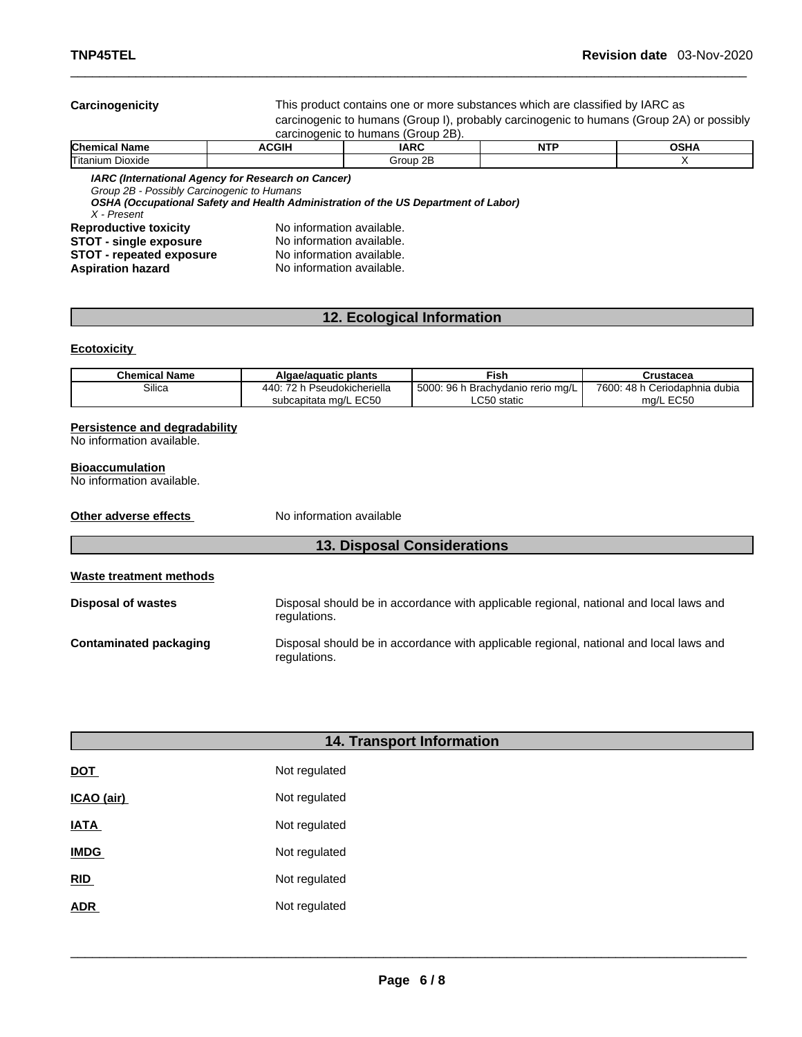**Carcinogenicity** This product contains one or more substances which are classified by IARC as carcinogenic to humans (Group I), probably carcinogenic to humans (Group 2A) or possibly carcinogenic to humans (Group 2B).

| Chemical Name | ACGIH | IARC | NTP | OSHA |
|---|---|---|---|---|
| Titanium Dioxide | | Group 2B | | X |

***IARC (International Agency for Research on Cancer)***
*Group 2B - Possibly Carcinogenic to Humans*
***OSHA (Occupational Safety and Health Administration of the US Department of Labor)***
*X - Present*

**Reproductive toxicity** No information available.
**STOT - single exposure** No information available.
**STOT - repeated exposure** No information available.
**Aspiration hazard** No information available.

## 12. Ecological Information

**Ecotoxicity**

| Chemical Name | Algae/aquatic plants | Fish | Crustacea |
|---|---|---|---|
| Silica | 440: 72 h Pseudokicheriella subcapitata mg/L EC50 | 5000: 96 h Brachydanio rerio mg/L LC50 static | 7600: 48 h Ceriodaphnia dubia mg/L EC50 |

**Persistence and degradability**
No information available.

**Bioaccumulation**
No information available.

**Other adverse effects** No information available

## 13. Disposal Considerations

**Waste treatment methods**

**Disposal of wastes** Disposal should be in accordance with applicable regional, national and local laws and regulations.

**Contaminated packaging** Disposal should be in accordance with applicable regional, national and local laws and regulations.

## 14. Transport Information

**DOT** Not regulated

**ICAO (air)** Not regulated

**IATA** Not regulated

**IMDG** Not regulated

**RID** Not regulated

**ADR** Not regulated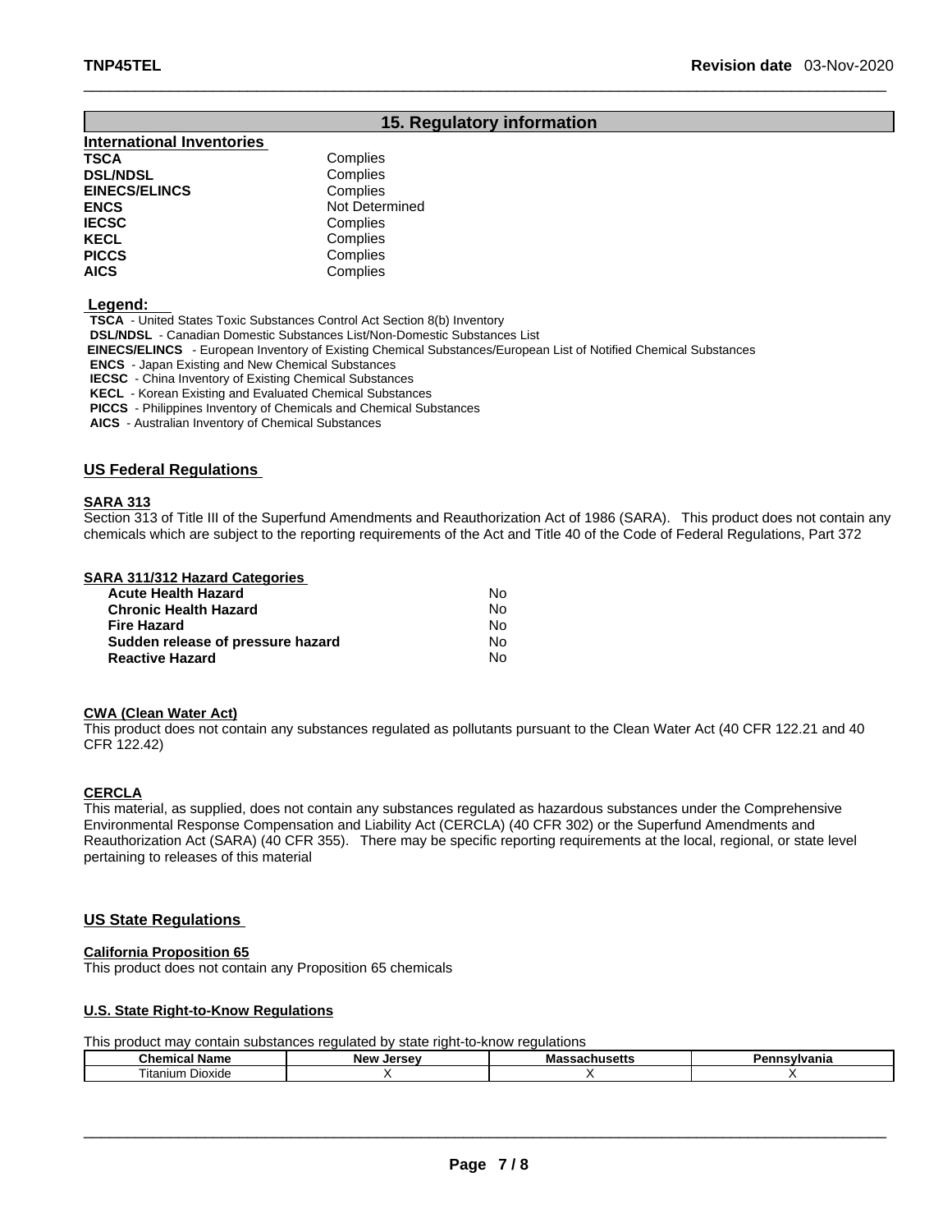## 15. Regulatory information

### International Inventories

| | |
|---|---|
| **TSCA** | Complies |
| **DSL/NDSL** | Complies |
| **EINECS/ELINCS** | Complies |
| **ENCS** | Not Determined |
| **IECSC** | Complies |
| **KECL** | Complies |
| **PICCS** | Complies |
| **AICS** | Complies |

**Legend:**

**TSCA** - United States Toxic Substances Control Act Section 8(b) Inventory
**DSL/NDSL** - Canadian Domestic Substances List/Non-Domestic Substances List
**EINECS/ELINCS** - European Inventory of Existing Chemical Substances/European List of Notified Chemical Substances
**ENCS** - Japan Existing and New Chemical Substances
**IECSC** - China Inventory of Existing Chemical Substances
**KECL** - Korean Existing and Evaluated Chemical Substances
**PICCS** - Philippines Inventory of Chemicals and Chemical Substances
**AICS** - Australian Inventory of Chemical Substances

### US Federal Regulations

**SARA 313**

Section 313 of Title III of the Superfund Amendments and Reauthorization Act of 1986 (SARA). This product does not contain any chemicals which are subject to the reporting requirements of the Act and Title 40 of the Code of Federal Regulations, Part 372

**SARA 311/312 Hazard Categories**

| | |
|---|---|
| **Acute Health Hazard** | No |
| **Chronic Health Hazard** | No |
| **Fire Hazard** | No |
| **Sudden release of pressure hazard** | No |
| **Reactive Hazard** | No |

**CWA (Clean Water Act)**

This product does not contain any substances regulated as pollutants pursuant to the Clean Water Act (40 CFR 122.21 and 40 CFR 122.42)

**CERCLA**

This material, as supplied, does not contain any substances regulated as hazardous substances under the Comprehensive Environmental Response Compensation and Liability Act (CERCLA) (40 CFR 302) or the Superfund Amendments and Reauthorization Act (SARA) (40 CFR 355). There may be specific reporting requirements at the local, regional, or state level pertaining to releases of this material

### US State Regulations

**California Proposition 65**

This product does not contain any Proposition 65 chemicals

**U.S. State Right-to-Know Regulations**

This product may contain substances regulated by state right-to-know regulations

| Chemical Name | New Jersey | Massachusetts | Pennsylvania |
|---|---|---|---|
| Titanium Dioxide | X | X | X |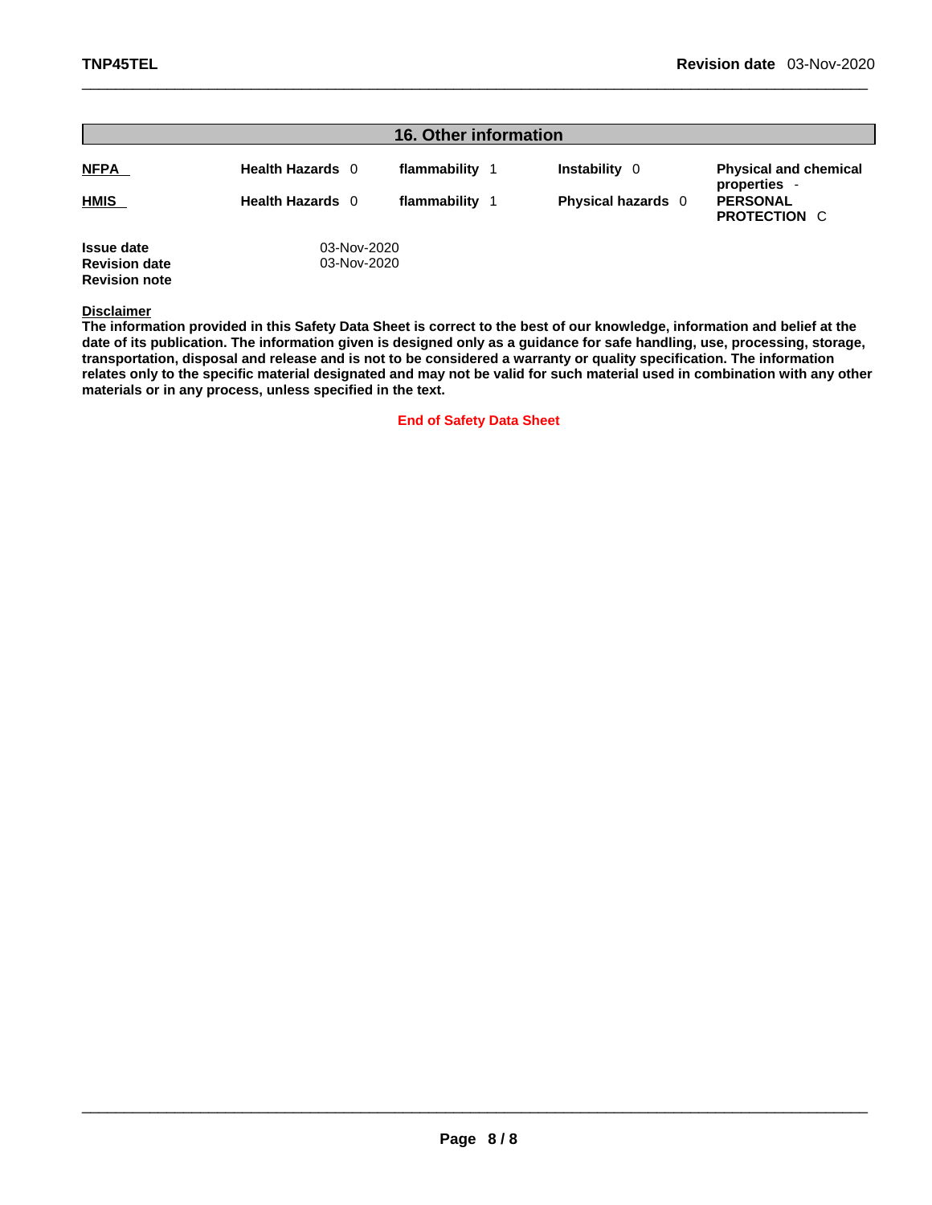## 16. Other information

| | | | | |
|---|---|---|---|---|
| **NFPA** | **Health Hazards** 0 | **flammability** 1 | **Instability** 0 | **Physical and chemical properties** - |
| **HMIS** | **Health Hazards** 0 | **flammability** 1 | **Physical hazards** 0 | **PERSONAL PROTECTION** C |

**Issue date** 03-Nov-2020
**Revision date** 03-Nov-2020
**Revision note**

**Disclaimer**

**The information provided in this Safety Data Sheet is correct to the best of our knowledge, information and belief at the date of its publication. The information given is designed only as a guidance for safe handling, use, processing, storage, transportation, disposal and release and is not to be considered a warranty or quality specification. The information relates only to the specific material designated and may not be valid for such material used in combination with any other materials or in any process, unless specified in the text.**

**End of Safety Data Sheet**